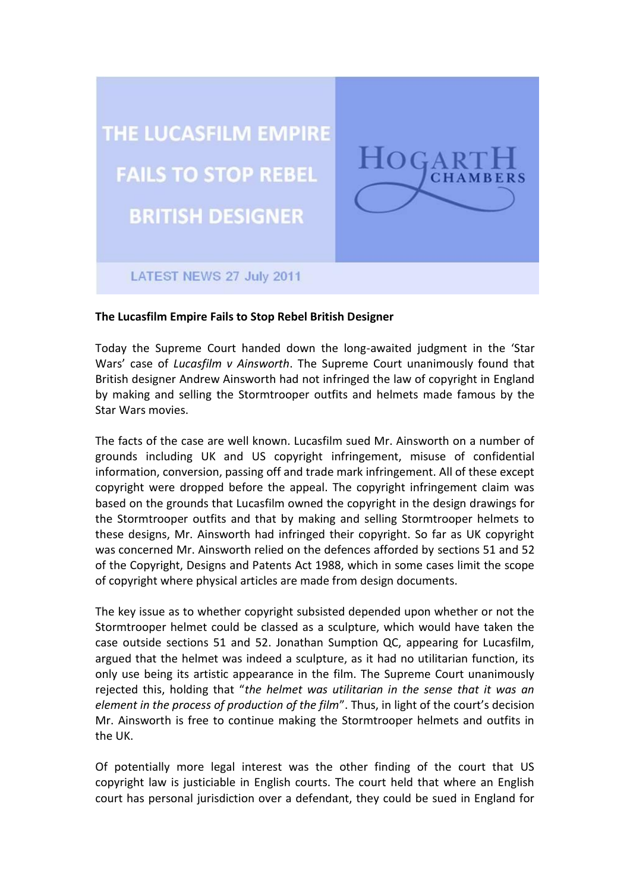THE LUCASFILM EMPIRE FAILS TO STOP REBEL BRITISH DESIGNER

HOGARTH CHAMBERS

LATEST NEWS 27 July 2011

**The Lucasfilm Empire Fails to Stop Rebel British Designer**

Today the Supreme Court handed down the long-awaited judgment in the 'Star Wars' case of *Lucasfilm v Ainsworth*. The Supreme Court unanimously found that British designer Andrew Ainsworth had not infringed the law of copyright in England by making and selling the Stormtrooper outfits and helmets made famous by the Star Wars movies.

The facts of the case are well known. Lucasfilm sued Mr. Ainsworth on a number of grounds including UK and US copyright infringement, misuse of confidential information, conversion, passing off and trade mark infringement. All of these except copyright were dropped before the appeal. The copyright infringement claim was based on the grounds that Lucasfilm owned the copyright in the design drawings for the Stormtrooper outfits and that by making and selling Stormtrooper helmets to these designs, Mr. Ainsworth had infringed their copyright. So far as UK copyright was concerned Mr. Ainsworth relied on the defences afforded by sections 51 and 52 of the Copyright, Designs and Patents Act 1988, which in some cases limit the scope of copyright where physical articles are made from design documents.

The key issue as to whether copyright subsisted depended upon whether or not the Stormtrooper helmet could be classed as a sculpture, which would have taken the case outside sections 51 and 52. Jonathan Sumption QC, appearing for Lucasfilm, argued that the helmet was indeed a sculpture, as it had no utilitarian function, its only use being its artistic appearance in the film. The Supreme Court unanimously rejected this, holding that "*the helmet was utilitarian in the sense that it was an element in the process of production of the film*". Thus, in light of the court's decision Mr. Ainsworth is free to continue making the Stormtrooper helmets and outfits in the UK.

Of potentially more legal interest was the other finding of the court that US copyright law is justiciable in English courts. The court held that where an English court has personal jurisdiction over a defendant, they could be sued in England for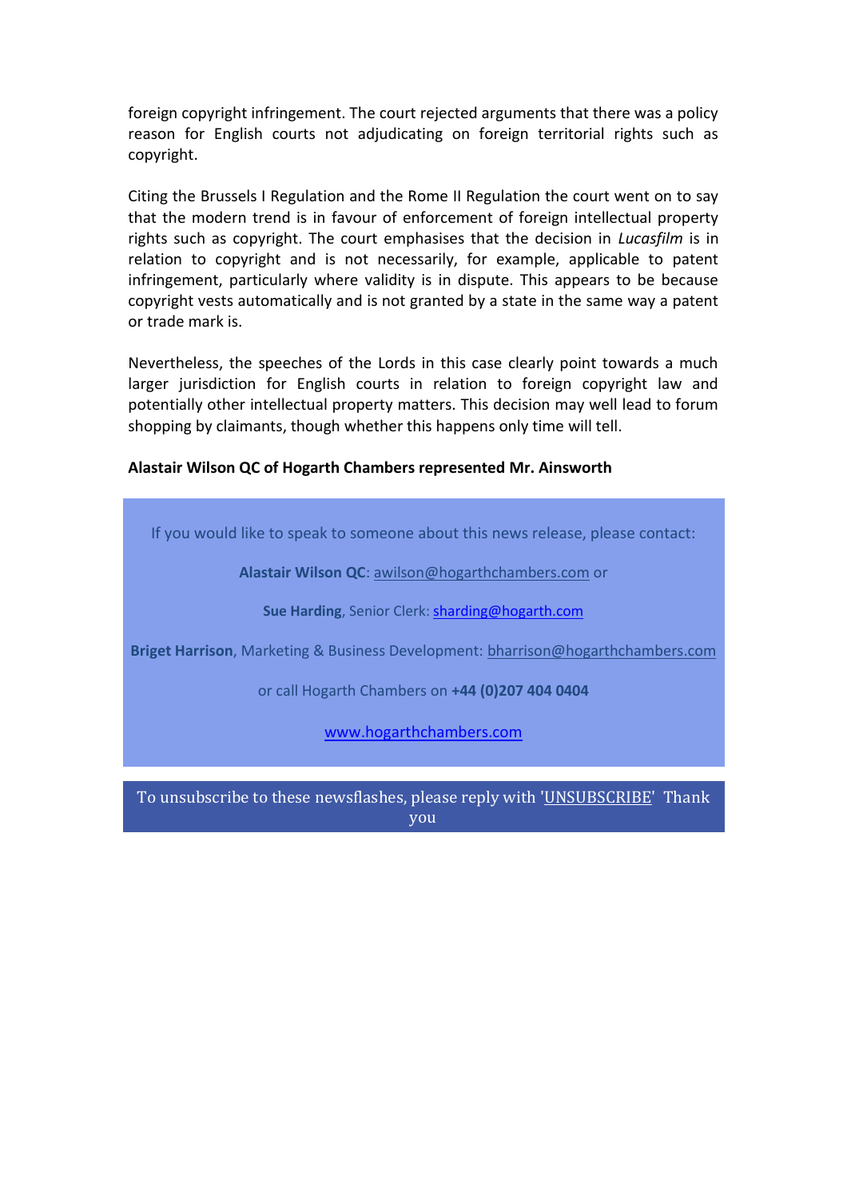foreign copyright infringement. The court rejected arguments that there was a policy reason for English courts not adjudicating on foreign territorial rights such as copyright.

Citing the Brussels I Regulation and the Rome II Regulation the court went on to say that the modern trend is in favour of enforcement of foreign intellectual property rights such as copyright. The court emphasises that the decision in *Lucasfilm* is in relation to copyright and is not necessarily, for example, applicable to patent infringement, particularly where validity is in dispute. This appears to be because copyright vests automatically and is not granted by a state in the same way a patent or trade mark is.

Nevertheless, the speeches of the Lords in this case clearly point towards a much larger jurisdiction for English courts in relation to foreign copyright law and potentially other intellectual property matters. This decision may well lead to forum shopping by claimants, though whether this happens only time will tell.

**Alastair Wilson QC of Hogarth Chambers represented Mr. Ainsworth**

If you would like to speak to someone about this news release, please contact:

**Alastair Wilson QC**: awilson@hogarthchambers.com or

**Sue Harding**, Senior Clerk: sharding@hogarth.com

**Briget Harrison**, Marketing & Business Development: bharrison@hogarthchambers.com

or call Hogarth Chambers on **+44 (0)207 404 0404**

www.hogarthchambers.com

To unsubscribe to these newsflashes, please reply with 'UNSUBSCRIBE' Thank you